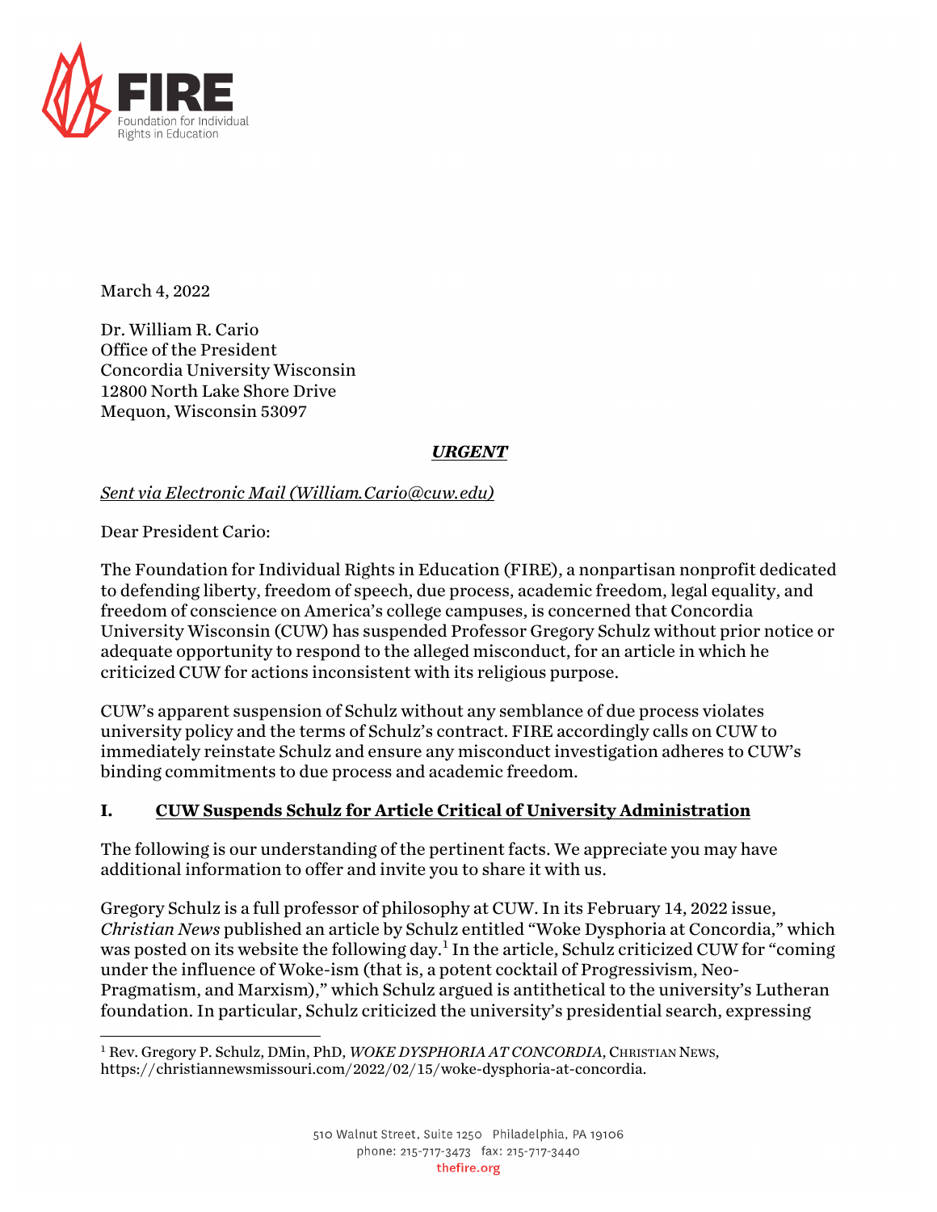March 4, 2022

Dr. William R. Cario
Office of the President
Concordia University Wisconsin
12800 North Lake Shore Drive
Mequon, Wisconsin 53097

***URGENT***

*Sent via Electronic Mail (William.Cario@cuw.edu)*

Dear President Cario:

The Foundation for Individual Rights in Education (FIRE), a nonpartisan nonprofit dedicated to defending liberty, freedom of speech, due process, academic freedom, legal equality, and freedom of conscience on America's college campuses, is concerned that Concordia University Wisconsin (CUW) has suspended Professor Gregory Schulz without prior notice or adequate opportunity to respond to the alleged misconduct, for an article in which he criticized CUW for actions inconsistent with its religious purpose.

CUW's apparent suspension of Schulz without any semblance of due process violates university policy and the terms of Schulz's contract. FIRE accordingly calls on CUW to immediately reinstate Schulz and ensure any misconduct investigation adheres to CUW's binding commitments to due process and academic freedom.

## I. CUW Suspends Schulz for Article Critical of University Administration

The following is our understanding of the pertinent facts. We appreciate you may have additional information to offer and invite you to share it with us.

Gregory Schulz is a full professor of philosophy at CUW. In its February 14, 2022 issue, *Christian News* published an article by Schulz entitled "Woke Dysphoria at Concordia," which was posted on its website the following day.[1] In the article, Schulz criticized CUW for "coming under the influence of Woke-ism (that is, a potent cocktail of Progressivism, Neo-Pragmatism, and Marxism)," which Schulz argued is antithetical to the university's Lutheran foundation. In particular, Schulz criticized the university's presidential search, expressing

[1] Rev. Gregory P. Schulz, DMin, PhD, *WOKE DYSPHORIA AT CONCORDIA*, CHRISTIAN NEWS, https://christiannewsmissouri.com/2022/02/15/woke-dysphoria-at-concordia.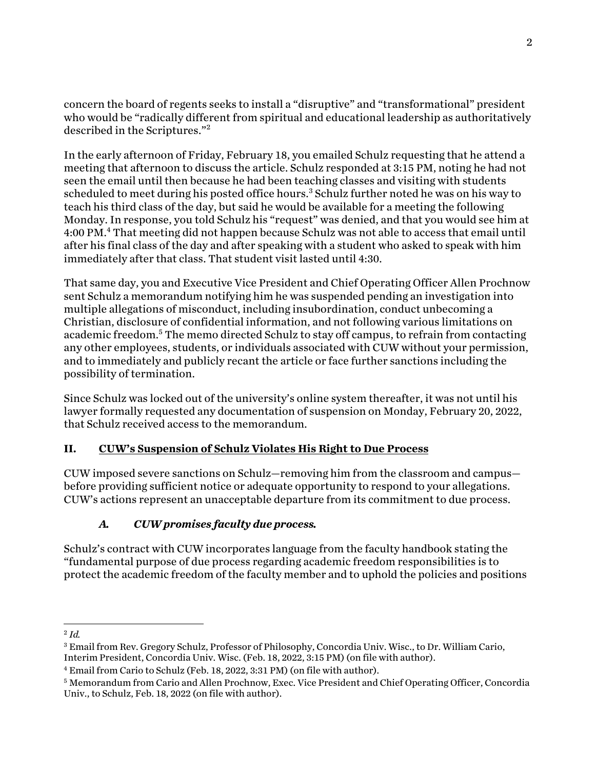concern the board of regents seeks to install a "disruptive" and "transformational" president who would be "radically different from spiritual and educational leadership as authoritatively described in the Scriptures."[2]

In the early afternoon of Friday, February 18, you emailed Schulz requesting that he attend a meeting that afternoon to discuss the article. Schulz responded at 3:15 PM, noting he had not seen the email until then because he had been teaching classes and visiting with students scheduled to meet during his posted office hours.[3] Schulz further noted he was on his way to teach his third class of the day, but said he would be available for a meeting the following Monday. In response, you told Schulz his "request" was denied, and that you would see him at 4:00 PM.[4] That meeting did not happen because Schulz was not able to access that email until after his final class of the day and after speaking with a student who asked to speak with him immediately after that class. That student visit lasted until 4:30.

That same day, you and Executive Vice President and Chief Operating Officer Allen Prochnow sent Schulz a memorandum notifying him he was suspended pending an investigation into multiple allegations of misconduct, including insubordination, conduct unbecoming a Christian, disclosure of confidential information, and not following various limitations on academic freedom.[5] The memo directed Schulz to stay off campus, to refrain from contacting any other employees, students, or individuals associated with CUW without your permission, and to immediately and publicly recant the article or face further sanctions including the possibility of termination.

Since Schulz was locked out of the university's online system thereafter, it was not until his lawyer formally requested any documentation of suspension on Monday, February 20, 2022, that Schulz received access to the memorandum.

## II. CUW's Suspension of Schulz Violates His Right to Due Process

CUW imposed severe sanctions on Schulz—removing him from the classroom and campus—before providing sufficient notice or adequate opportunity to respond to your allegations. CUW's actions represent an unacceptable departure from its commitment to due process.

### *A. CUW promises faculty due process.*

Schulz's contract with CUW incorporates language from the faculty handbook stating the "fundamental purpose of due process regarding academic freedom responsibilities is to protect the academic freedom of the faculty member and to uphold the policies and positions

---

[2] *Id.*

[3] Email from Rev. Gregory Schulz, Professor of Philosophy, Concordia Univ. Wisc., to Dr. William Cario, Interim President, Concordia Univ. Wisc. (Feb. 18, 2022, 3:15 PM) (on file with author).

[4] Email from Cario to Schulz (Feb. 18, 2022, 3:31 PM) (on file with author).

[5] Memorandum from Cario and Allen Prochnow, Exec. Vice President and Chief Operating Officer, Concordia Univ., to Schulz, Feb. 18, 2022 (on file with author).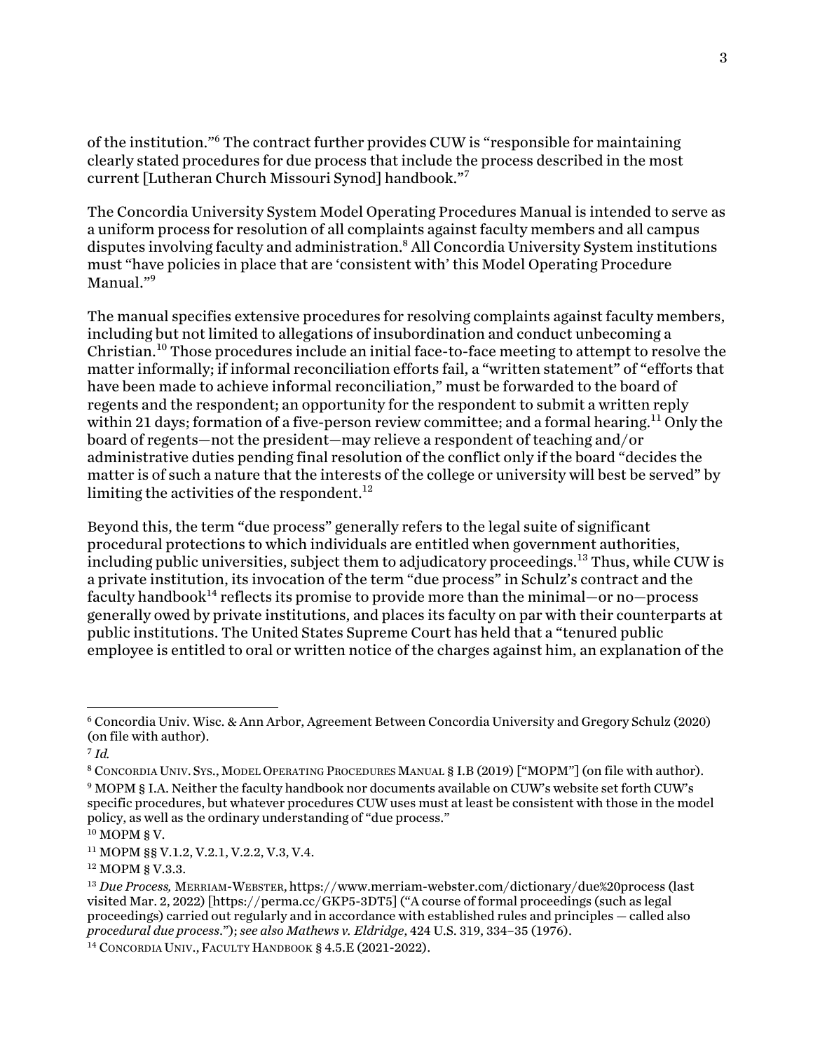of the institution."[6] The contract further provides CUW is "responsible for maintaining clearly stated procedures for due process that include the process described in the most current [Lutheran Church Missouri Synod] handbook."[7]

The Concordia University System Model Operating Procedures Manual is intended to serve as a uniform process for resolution of all complaints against faculty members and all campus disputes involving faculty and administration.[8] All Concordia University System institutions must "have policies in place that are 'consistent with' this Model Operating Procedure Manual."[9]

The manual specifies extensive procedures for resolving complaints against faculty members, including but not limited to allegations of insubordination and conduct unbecoming a Christian.[10] Those procedures include an initial face-to-face meeting to attempt to resolve the matter informally; if informal reconciliation efforts fail, a "written statement" of "efforts that have been made to achieve informal reconciliation," must be forwarded to the board of regents and the respondent; an opportunity for the respondent to submit a written reply within 21 days; formation of a five-person review committee; and a formal hearing.[11] Only the board of regents—not the president—may relieve a respondent of teaching and/or administrative duties pending final resolution of the conflict only if the board "decides the matter is of such a nature that the interests of the college or university will best be served" by limiting the activities of the respondent.[12]

Beyond this, the term "due process" generally refers to the legal suite of significant procedural protections to which individuals are entitled when government authorities, including public universities, subject them to adjudicatory proceedings.[13] Thus, while CUW is a private institution, its invocation of the term "due process" in Schulz's contract and the faculty handbook[14] reflects its promise to provide more than the minimal—or no—process generally owed by private institutions, and places its faculty on par with their counterparts at public institutions. The United States Supreme Court has held that a "tenured public employee is entitled to oral or written notice of the charges against him, an explanation of the

---

[6] Concordia Univ. Wisc. & Ann Arbor, Agreement Between Concordia University and Gregory Schulz (2020) (on file with author).

[7] *Id.*

[8] Concordia Univ. Sys., Model Operating Procedures Manual § I.B (2019) ["MOPM"] (on file with author).

[9] MOPM § I.A. Neither the faculty handbook nor documents available on CUW's website set forth CUW's specific procedures, but whatever procedures CUW uses must at least be consistent with those in the model policy, as well as the ordinary understanding of "due process."

[10] MOPM § V.

[11] MOPM §§ V.1.2, V.2.1, V.2.2, V.3, V.4.

[12] MOPM § V.3.3.

[13] *Due Process,* Merriam-Webster, https://www.merriam-webster.com/dictionary/due%20process (last visited Mar. 2, 2022) [https://perma.cc/GKP5-3DT5] ("A course of formal proceedings (such as legal proceedings) carried out regularly and in accordance with established rules and principles — called also *procedural due process*."); *see also Mathews v. Eldridge*, 424 U.S. 319, 334–35 (1976).

[14] Concordia Univ., Faculty Handbook § 4.5.E (2021-2022).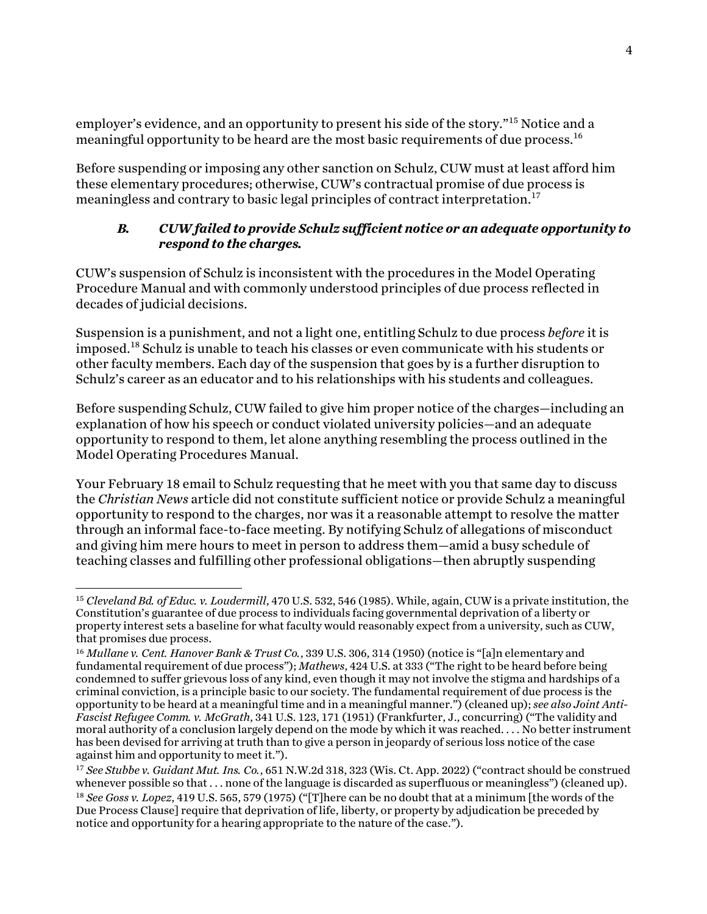employer's evidence, and an opportunity to present his side of the story."[15] Notice and a meaningful opportunity to be heard are the most basic requirements of due process.[16]

Before suspending or imposing any other sanction on Schulz, CUW must at least afford him these elementary procedures; otherwise, CUW's contractual promise of due process is meaningless and contrary to basic legal principles of contract interpretation.[17]

### *B. CUW failed to provide Schulz sufficient notice or an adequate opportunity to respond to the charges.*

CUW's suspension of Schulz is inconsistent with the procedures in the Model Operating Procedure Manual and with commonly understood principles of due process reflected in decades of judicial decisions.

Suspension is a punishment, and not a light one, entitling Schulz to due process *before* it is imposed.[18] Schulz is unable to teach his classes or even communicate with his students or other faculty members. Each day of the suspension that goes by is a further disruption to Schulz's career as an educator and to his relationships with his students and colleagues.

Before suspending Schulz, CUW failed to give him proper notice of the charges—including an explanation of how his speech or conduct violated university policies—and an adequate opportunity to respond to them, let alone anything resembling the process outlined in the Model Operating Procedures Manual.

Your February 18 email to Schulz requesting that he meet with you that same day to discuss the *Christian News* article did not constitute sufficient notice or provide Schulz a meaningful opportunity to respond to the charges, nor was it a reasonable attempt to resolve the matter through an informal face-to-face meeting. By notifying Schulz of allegations of misconduct and giving him mere hours to meet in person to address them—amid a busy schedule of teaching classes and fulfilling other professional obligations—then abruptly suspending

---

[15] *Cleveland Bd. of Educ. v. Loudermill*, 470 U.S. 532, 546 (1985). While, again, CUW is a private institution, the Constitution's guarantee of due process to individuals facing governmental deprivation of a liberty or property interest sets a baseline for what faculty would reasonably expect from a university, such as CUW, that promises due process.

[16] *Mullane v. Cent. Hanover Bank & Trust Co.*, 339 U.S. 306, 314 (1950) (notice is "[a]n elementary and fundamental requirement of due process"); *Mathews*, 424 U.S. at 333 ("The right to be heard before being condemned to suffer grievous loss of any kind, even though it may not involve the stigma and hardships of a criminal conviction, is a principle basic to our society. The fundamental requirement of due process is the opportunity to be heard at a meaningful time and in a meaningful manner.") (cleaned up); *see also Joint Anti-Fascist Refugee Comm. v. McGrath*, 341 U.S. 123, 171 (1951) (Frankfurter, J., concurring) ("The validity and moral authority of a conclusion largely depend on the mode by which it was reached. . . . No better instrument has been devised for arriving at truth than to give a person in jeopardy of serious loss notice of the case against him and opportunity to meet it.").

[17] *See Stubbe v. Guidant Mut. Ins. Co.*, 651 N.W.2d 318, 323 (Wis. Ct. App. 2022) ("contract should be construed whenever possible so that . . . none of the language is discarded as superfluous or meaningless") (cleaned up).

[18] *See Goss v. Lopez*, 419 U.S. 565, 579 (1975) ("[T]here can be no doubt that at a minimum [the words of the Due Process Clause] require that deprivation of life, liberty, or property by adjudication be preceded by notice and opportunity for a hearing appropriate to the nature of the case.").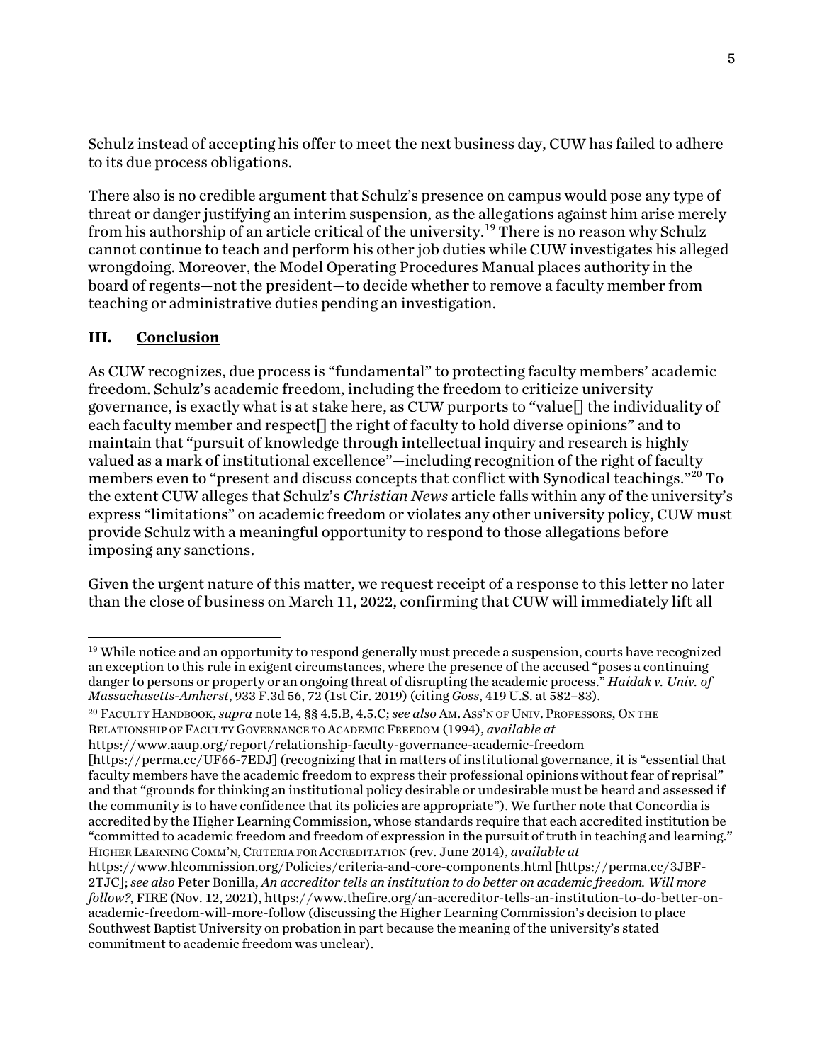Schulz instead of accepting his offer to meet the next business day, CUW has failed to adhere to its due process obligations.

There also is no credible argument that Schulz's presence on campus would pose any type of threat or danger justifying an interim suspension, as the allegations against him arise merely from his authorship of an article critical of the university.[19] There is no reason why Schulz cannot continue to teach and perform his other job duties while CUW investigates his alleged wrongdoing. Moreover, the Model Operating Procedures Manual places authority in the board of regents—not the president—to decide whether to remove a faculty member from teaching or administrative duties pending an investigation.

## III. Conclusion

As CUW recognizes, due process is "fundamental" to protecting faculty members' academic freedom. Schulz's academic freedom, including the freedom to criticize university governance, is exactly what is at stake here, as CUW purports to "value[] the individuality of each faculty member and respect[] the right of faculty to hold diverse opinions" and to maintain that "pursuit of knowledge through intellectual inquiry and research is highly valued as a mark of institutional excellence"—including recognition of the right of faculty members even to "present and discuss concepts that conflict with Synodical teachings."[20] To the extent CUW alleges that Schulz's *Christian News* article falls within any of the university's express "limitations" on academic freedom or violates any other university policy, CUW must provide Schulz with a meaningful opportunity to respond to those allegations before imposing any sanctions.

Given the urgent nature of this matter, we request receipt of a response to this letter no later than the close of business on March 11, 2022, confirming that CUW will immediately lift all

---

[19] While notice and an opportunity to respond generally must precede a suspension, courts have recognized an exception to this rule in exigent circumstances, where the presence of the accused "poses a continuing danger to persons or property or an ongoing threat of disrupting the academic process." *Haidak v. Univ. of Massachusetts-Amherst*, 933 F.3d 56, 72 (1st Cir. 2019) (citing *Goss*, 419 U.S. at 582–83).

[20] FACULTY HANDBOOK, *supra* note 14, §§ 4.5.B, 4.5.C; *see also* AM. ASS'N OF UNIV. PROFESSORS, ON THE RELATIONSHIP OF FACULTY GOVERNANCE TO ACADEMIC FREEDOM (1994), *available at* https://www.aaup.org/report/relationship-faculty-governance-academic-freedom [https://perma.cc/UF66-7EDJ] (recognizing that in matters of institutional governance, it is "essential that faculty members have the academic freedom to express their professional opinions without fear of reprisal" and that "grounds for thinking an institutional policy desirable or undesirable must be heard and assessed if the community is to have confidence that its policies are appropriate"). We further note that Concordia is accredited by the Higher Learning Commission, whose standards require that each accredited institution be "committed to academic freedom and freedom of expression in the pursuit of truth in teaching and learning." HIGHER LEARNING COMM'N, CRITERIA FOR ACCREDITATION (rev. June 2014), *available at* https://www.hlcommission.org/Policies/criteria-and-core-components.html [https://perma.cc/3JBF-2TJC]; *see also* Peter Bonilla, *An accreditor tells an institution to do better on academic freedom. Will more follow?*, FIRE (Nov. 12, 2021), https://www.thefire.org/an-accreditor-tells-an-institution-to-do-better-on-academic-freedom-will-more-follow (discussing the Higher Learning Commission's decision to place Southwest Baptist University on probation in part because the meaning of the university's stated commitment to academic freedom was unclear).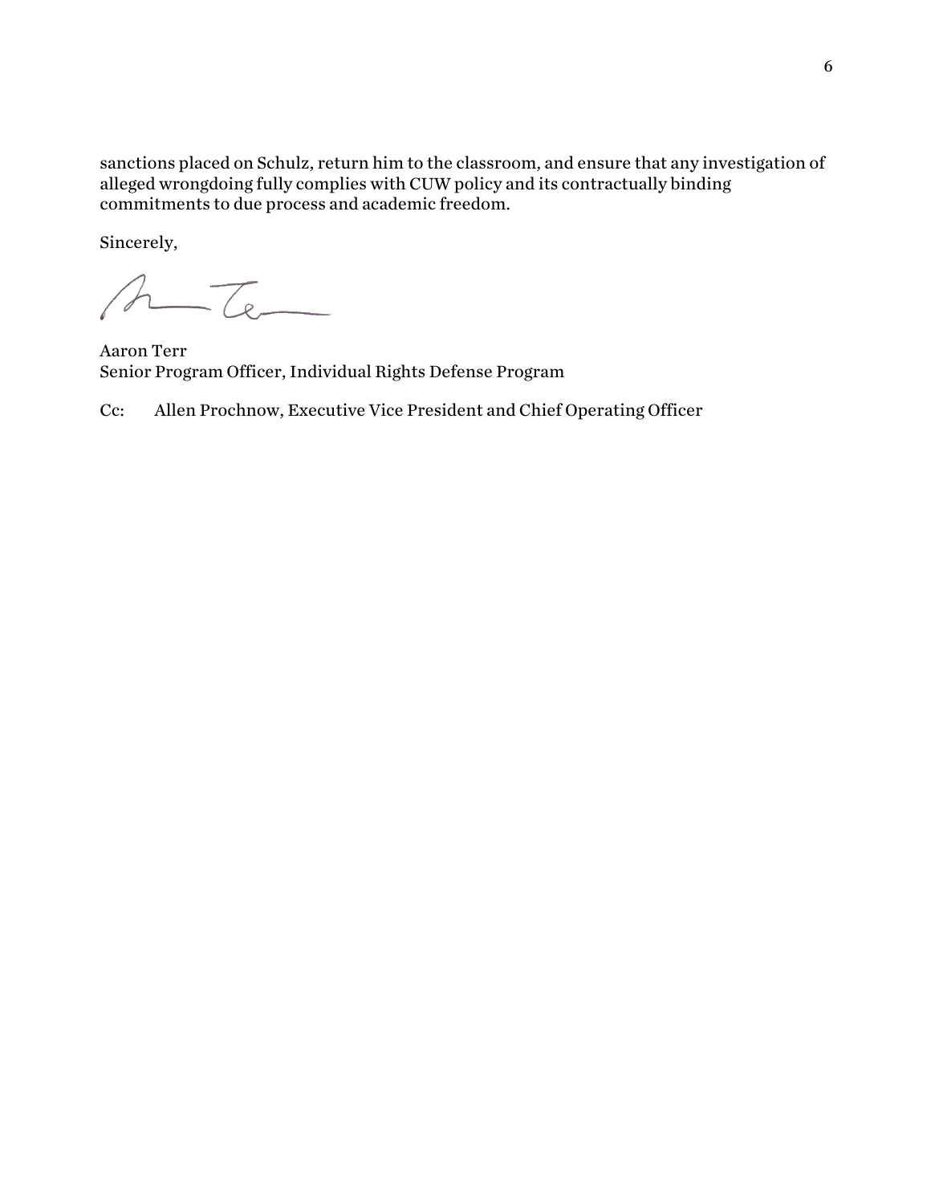sanctions placed on Schulz, return him to the classroom, and ensure that any investigation of alleged wrongdoing fully complies with CUW policy and its contractually binding commitments to due process and academic freedom.

Sincerely,

Aaron Terr
Senior Program Officer, Individual Rights Defense Program

Cc: Allen Prochnow, Executive Vice President and Chief Operating Officer